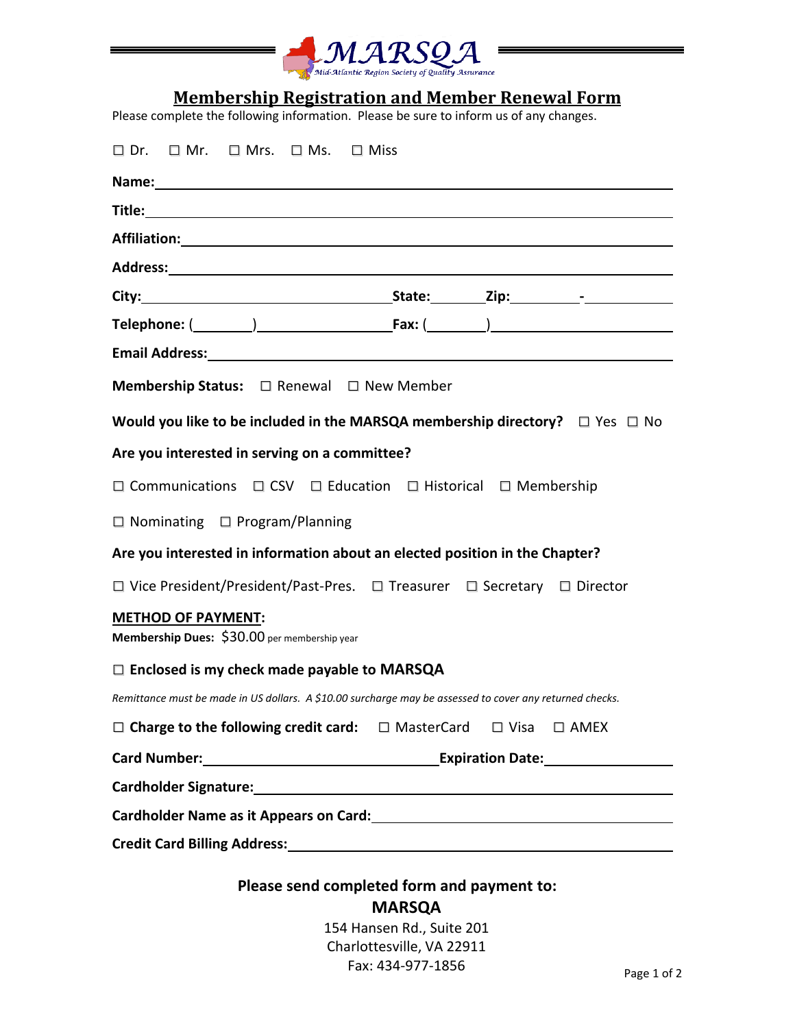MARSQA

Mid-Atlantic Region Society of Quality Assurance

# Membership Registration and Member Renewal Form

Please complete the following information. Please be sure to inform us of any changes.

☐ Dr. ☐ Mr. ☐ Mrs. ☐ Ms. ☐ Miss

**Name:** ____________________

**Title:** ____________________

**Affiliation:** ____________________

**Address:** ____________________

**City:** ____________________ **State:** ________ **Zip:** ________-________

**Telephone:** (________) ____________________ **Fax:** (________) ____________________

**Email Address:** ____________________

**Membership Status:** ☐ Renewal ☐ New Member

**Would you like to be included in the MARSQA membership directory?** ☐ Yes ☐ No

**Are you interested in serving on a committee?**

☐ Communications ☐ CSV ☐ Education ☐ Historical ☐ Membership

☐ Nominating ☐ Program/Planning

**Are you interested in information about an elected position in the Chapter?**

☐ Vice President/President/Past-Pres. ☐ Treasurer ☐ Secretary ☐ Director

**METHOD OF PAYMENT:**

**Membership Dues:** $30.00 per membership year

☐ **Enclosed is my check made payable to MARSQA**

*Remittance must be made in US dollars. A $10.00 surcharge may be assessed to cover any returned checks.*

☐ **Charge to the following credit card:** ☐ MasterCard ☐ Visa ☐ AMEX

**Card Number:** ____________________ **Expiration Date:** ____________________

**Cardholder Signature:** ____________________

**Cardholder Name as it Appears on Card:** ____________________

**Credit Card Billing Address:** ____________________

**Please send completed form and payment to:**

**MARSQA**

154 Hansen Rd., Suite 201

Charlottesville, VA 22911

Fax: 434-977-1856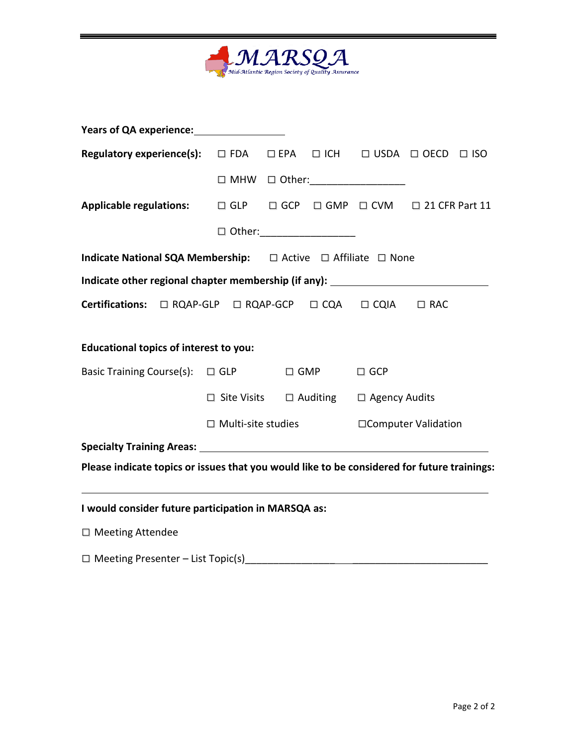MARSQA

Mid-Atlantic Region Society of Quality Assurance

**Years of QA experience:** ________________

**Regulatory experience(s):** ☐ FDA ☐ EPA ☐ ICH ☐ USDA ☐ OECD ☐ ISO

☐ MHW ☐ Other:_________________

**Applicable regulations:** ☐ GLP ☐ GCP ☐ GMP ☐ CVM ☐ 21 CFR Part 11

☐ Other:_________________

**Indicate National SQA Membership:** ☐ Active ☐ Affiliate ☐ None

**Indicate other regional chapter membership (if any):** ____________________________

**Certifications:** ☐ RQAP-GLP ☐ RQAP-GCP ☐ CQA ☐ CQIA ☐ RAC

**Educational topics of interest to you:**

Basic Training Course(s): ☐ GLP ☐ GMP ☐ GCP

☐ Site Visits ☐ Auditing ☐ Agency Audits

☐ Multi-site studies ☐Computer Validation

**Specialty Training Areas:** ____________________________________________

**Please indicate topics or issues that you would like to be considered for future trainings:**

________________________________________________________________________

**I would consider future participation in MARSQA as:**

☐ Meeting Attendee

☐ Meeting Presenter – List Topic(s)________________ ________________________